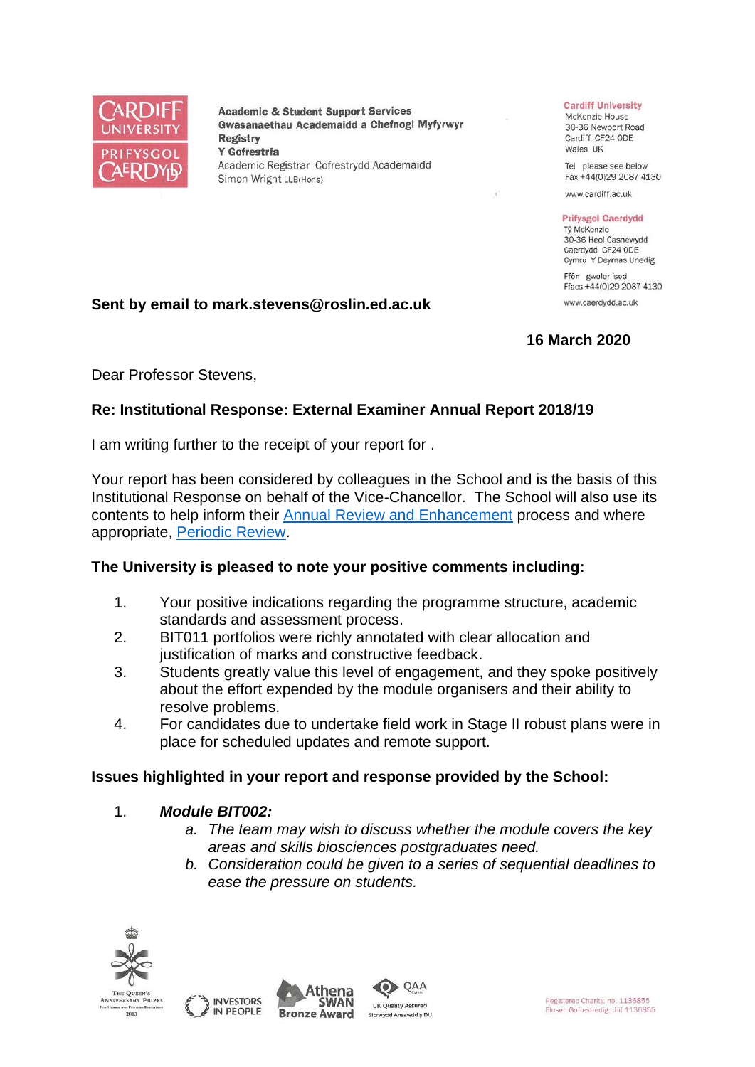Academic & Student Support Services
Gwasanaethau Academaidd a Chefnogi Myfyrwyr
Registry
Y Gofrestrfa
Academic Registrar Cofrestrydd Academaidd
Simon Wright LLB(Hons)

Cardiff University
McKenzie House
30-36 Newport Road
Cardiff CF24 0DE
Wales UK

Tel please see below
Fax +44(0)29 2087 4130

www.cardiff.ac.uk

Prifysgol Caerdydd
Tŷ McKenzie
30-36 Heol Casnewydd
Caerdydd CF24 0DE
Cymru Y Deyrnas Unedig

Ffôn gweler isod
Ffacs +44(0)29 2087 4130

www.caerdydd.ac.uk

**Sent by email to mark.stevens@roslin.ed.ac.uk**

**16 March 2020**

Dear Professor Stevens,

**Re: Institutional Response: External Examiner Annual Report 2018/19**

I am writing further to the receipt of your report for .

Your report has been considered by colleagues in the School and is the basis of this Institutional Response on behalf of the Vice-Chancellor. The School will also use its contents to help inform their Annual Review and Enhancement process and where appropriate, Periodic Review.

**The University is pleased to note your positive comments including:**

1. Your positive indications regarding the programme structure, academic standards and assessment process.
2. BIT011 portfolios were richly annotated with clear allocation and justification of marks and constructive feedback.
3. Students greatly value this level of engagement, and they spoke positively about the effort expended by the module organisers and their ability to resolve problems.
4. For candidates due to undertake field work in Stage II robust plans were in place for scheduled updates and remote support.

**Issues highlighted in your report and response provided by the School:**

1. ***Module BIT002:***
   a. *The team may wish to discuss whether the module covers the key areas and skills biosciences postgraduates need.*
   b. *Consideration could be given to a series of sequential deadlines to ease the pressure on students.*

Registered Charity, no. 1136855
Elusen Gofrestredig, rhif 1136855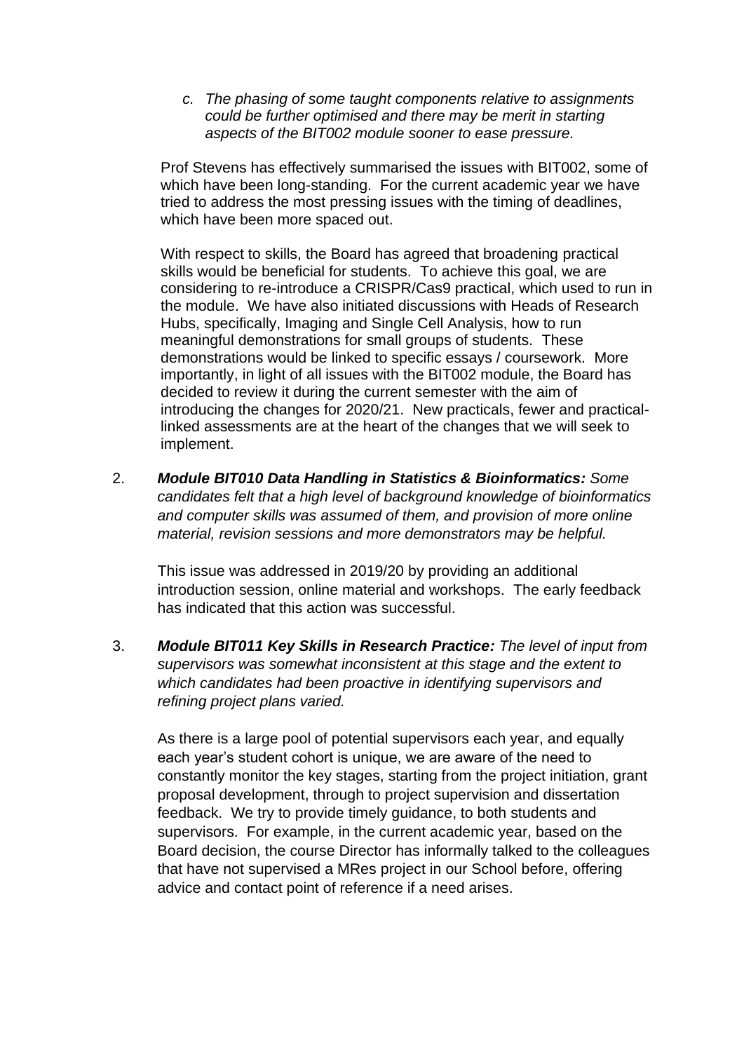c. *The phasing of some taught components relative to assignments could be further optimised and there may be merit in starting aspects of the BIT002 module sooner to ease pressure.*

Prof Stevens has effectively summarised the issues with BIT002, some of which have been long-standing. For the current academic year we have tried to address the most pressing issues with the timing of deadlines, which have been more spaced out.

With respect to skills, the Board has agreed that broadening practical skills would be beneficial for students. To achieve this goal, we are considering to re-introduce a CRISPR/Cas9 practical, which used to run in the module. We have also initiated discussions with Heads of Research Hubs, specifically, Imaging and Single Cell Analysis, how to run meaningful demonstrations for small groups of students. These demonstrations would be linked to specific essays / coursework. More importantly, in light of all issues with the BIT002 module, the Board has decided to review it during the current semester with the aim of introducing the changes for 2020/21. New practicals, fewer and practical-linked assessments are at the heart of the changes that we will seek to implement.

2. ***Module BIT010 Data Handling in Statistics & Bioinformatics:*** *Some candidates felt that a high level of background knowledge of bioinformatics and computer skills was assumed of them, and provision of more online material, revision sessions and more demonstrators may be helpful.*

   This issue was addressed in 2019/20 by providing an additional introduction session, online material and workshops. The early feedback has indicated that this action was successful.

3. ***Module BIT011 Key Skills in Research Practice:*** *The level of input from supervisors was somewhat inconsistent at this stage and the extent to which candidates had been proactive in identifying supervisors and refining project plans varied.*

   As there is a large pool of potential supervisors each year, and equally each year's student cohort is unique, we are aware of the need to constantly monitor the key stages, starting from the project initiation, grant proposal development, through to project supervision and dissertation feedback. We try to provide timely guidance, to both students and supervisors. For example, in the current academic year, based on the Board decision, the course Director has informally talked to the colleagues that have not supervised a MRes project in our School before, offering advice and contact point of reference if a need arises.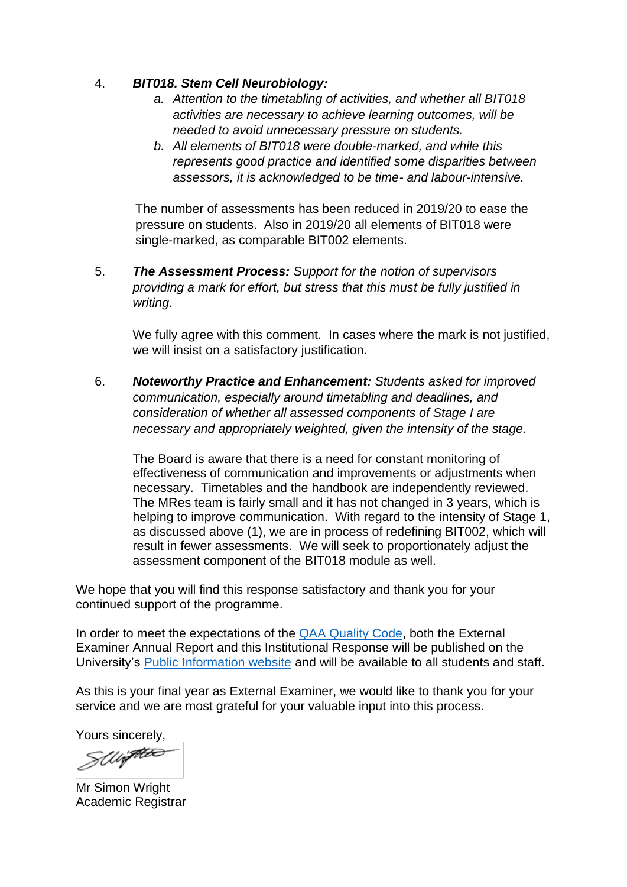4. ***BIT018. Stem Cell Neurobiology:***
    a. *Attention to the timetabling of activities, and whether all BIT018 activities are necessary to achieve learning outcomes, will be needed to avoid unnecessary pressure on students.*
    b. *All elements of BIT018 were double-marked, and while this represents good practice and identified some disparities between assessors, it is acknowledged to be time- and labour-intensive.*

    The number of assessments has been reduced in 2019/20 to ease the pressure on students. Also in 2019/20 all elements of BIT018 were single-marked, as comparable BIT002 elements.

5. ***The Assessment Process:*** *Support for the notion of supervisors providing a mark for effort, but stress that this must be fully justified in writing.*

    We fully agree with this comment. In cases where the mark is not justified, we will insist on a satisfactory justification.

6. ***Noteworthy Practice and Enhancement:*** *Students asked for improved communication, especially around timetabling and deadlines, and consideration of whether all assessed components of Stage I are necessary and appropriately weighted, given the intensity of the stage.*

    The Board is aware that there is a need for constant monitoring of effectiveness of communication and improvements or adjustments when necessary. Timetables and the handbook are independently reviewed. The MRes team is fairly small and it has not changed in 3 years, which is helping to improve communication. With regard to the intensity of Stage 1, as discussed above (1), we are in process of redefining BIT002, which will result in fewer assessments. We will seek to proportionately adjust the assessment component of the BIT018 module as well.

We hope that you will find this response satisfactory and thank you for your continued support of the programme.

In order to meet the expectations of the [QAA Quality Code](), both the External Examiner Annual Report and this Institutional Response will be published on the University's [Public Information website]() and will be available to all students and staff.

As this is your final year as External Examiner, we would like to thank you for your service and we are most grateful for your valuable input into this process.

Yours sincerely,

Mr Simon Wright
Academic Registrar